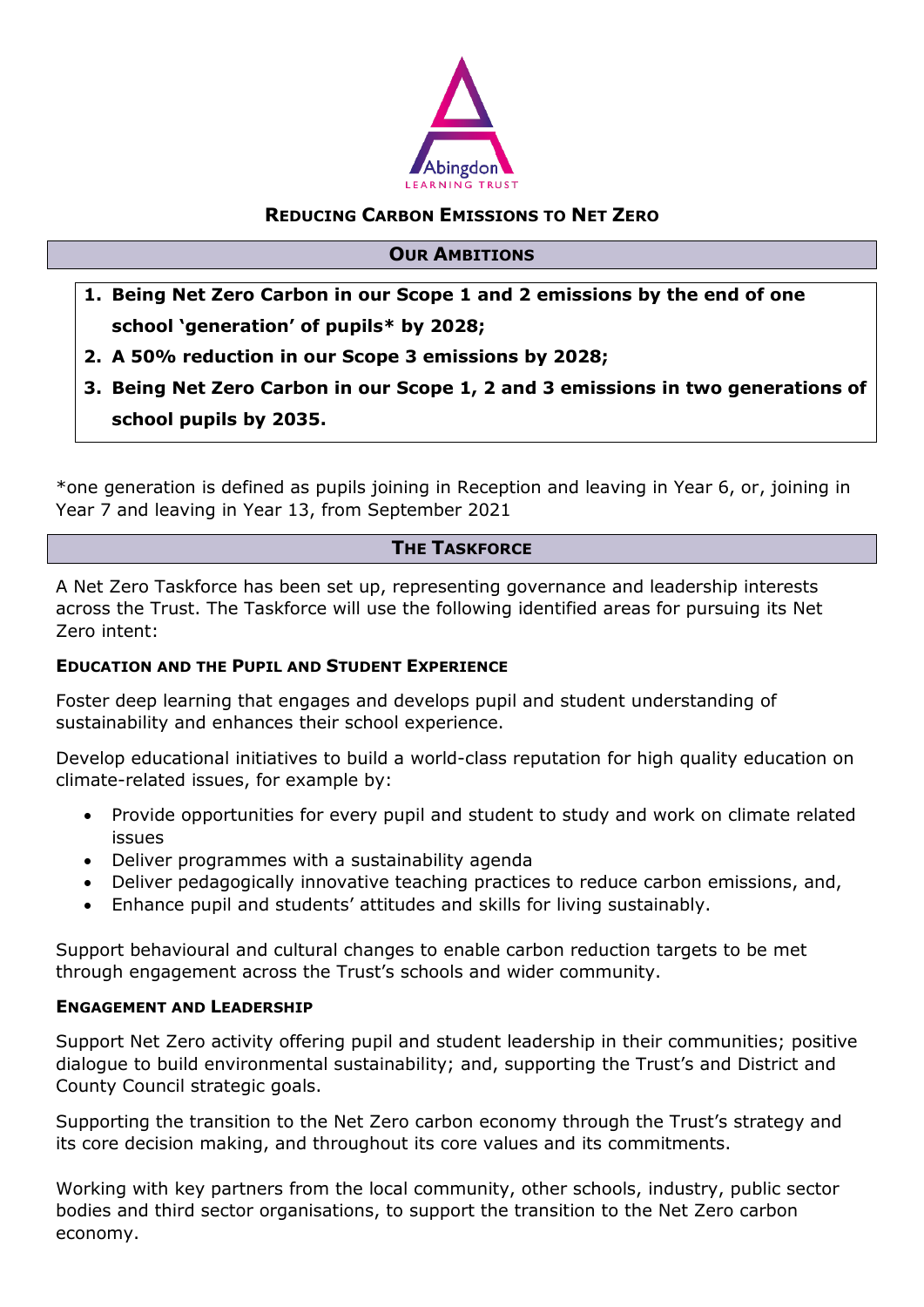Abingdon LEARNING TRUST

# Reducing Carbon Emissions to Net Zero

## Our Ambitions

1. **Being Net Zero Carbon in our Scope 1 and 2 emissions by the end of one school 'generation' of pupils* by 2028;**
2. **A 50% reduction in our Scope 3 emissions by 2028;**
3. **Being Net Zero Carbon in our Scope 1, 2 and 3 emissions in two generations of school pupils by 2035.**

*one generation is defined as pupils joining in Reception and leaving in Year 6, or, joining in Year 7 and leaving in Year 13, from September 2021

## The Taskforce

A Net Zero Taskforce has been set up, representing governance and leadership interests across the Trust. The Taskforce will use the following identified areas for pursuing its Net Zero intent:

### Education and the Pupil and Student Experience

Foster deep learning that engages and develops pupil and student understanding of sustainability and enhances their school experience.

Develop educational initiatives to build a world-class reputation for high quality education on climate-related issues, for example by:

- Provide opportunities for every pupil and student to study and work on climate related issues
- Deliver programmes with a sustainability agenda
- Deliver pedagogically innovative teaching practices to reduce carbon emissions, and,
- Enhance pupil and students' attitudes and skills for living sustainably.

Support behavioural and cultural changes to enable carbon reduction targets to be met through engagement across the Trust's schools and wider community.

### Engagement and Leadership

Support Net Zero activity offering pupil and student leadership in their communities; positive dialogue to build environmental sustainability; and, supporting the Trust's and District and County Council strategic goals.

Supporting the transition to the Net Zero carbon economy through the Trust's strategy and its core decision making, and throughout its core values and its commitments.

Working with key partners from the local community, other schools, industry, public sector bodies and third sector organisations, to support the transition to the Net Zero carbon economy.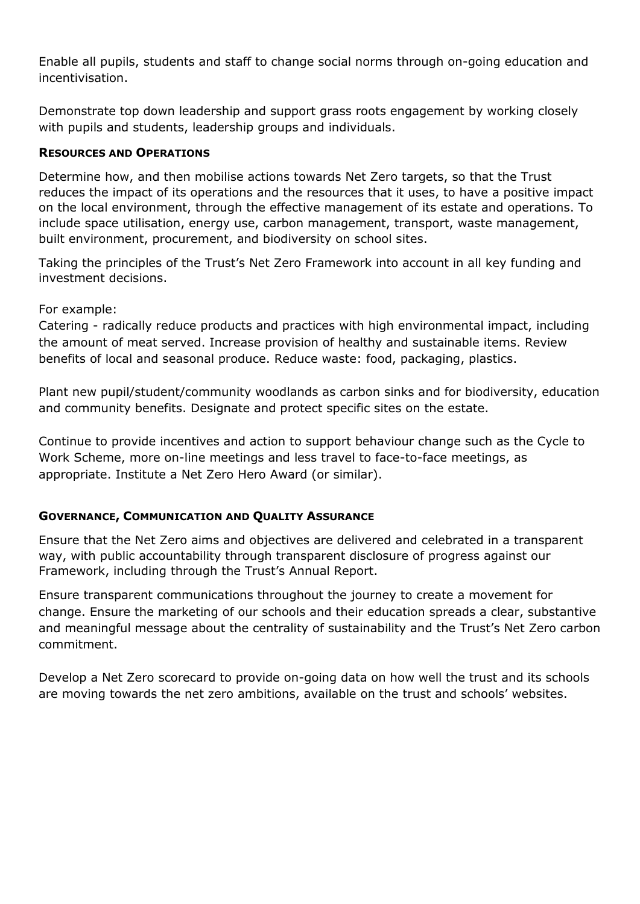Enable all pupils, students and staff to change social norms through on-going education and incentivisation.

Demonstrate top down leadership and support grass roots engagement by working closely with pupils and students, leadership groups and individuals.

### RESOURCES AND OPERATIONS

Determine how, and then mobilise actions towards Net Zero targets, so that the Trust reduces the impact of its operations and the resources that it uses, to have a positive impact on the local environment, through the effective management of its estate and operations. To include space utilisation, energy use, carbon management, transport, waste management, built environment, procurement, and biodiversity on school sites.

Taking the principles of the Trust's Net Zero Framework into account in all key funding and investment decisions.

For example:
Catering - radically reduce products and practices with high environmental impact, including the amount of meat served. Increase provision of healthy and sustainable items. Review benefits of local and seasonal produce. Reduce waste: food, packaging, plastics.

Plant new pupil/student/community woodlands as carbon sinks and for biodiversity, education and community benefits. Designate and protect specific sites on the estate.

Continue to provide incentives and action to support behaviour change such as the Cycle to Work Scheme, more on-line meetings and less travel to face-to-face meetings, as appropriate. Institute a Net Zero Hero Award (or similar).

### GOVERNANCE, COMMUNICATION AND QUALITY ASSURANCE

Ensure that the Net Zero aims and objectives are delivered and celebrated in a transparent way, with public accountability through transparent disclosure of progress against our Framework, including through the Trust's Annual Report.

Ensure transparent communications throughout the journey to create a movement for change. Ensure the marketing of our schools and their education spreads a clear, substantive and meaningful message about the centrality of sustainability and the Trust's Net Zero carbon commitment.

Develop a Net Zero scorecard to provide on-going data on how well the trust and its schools are moving towards the net zero ambitions, available on the trust and schools' websites.